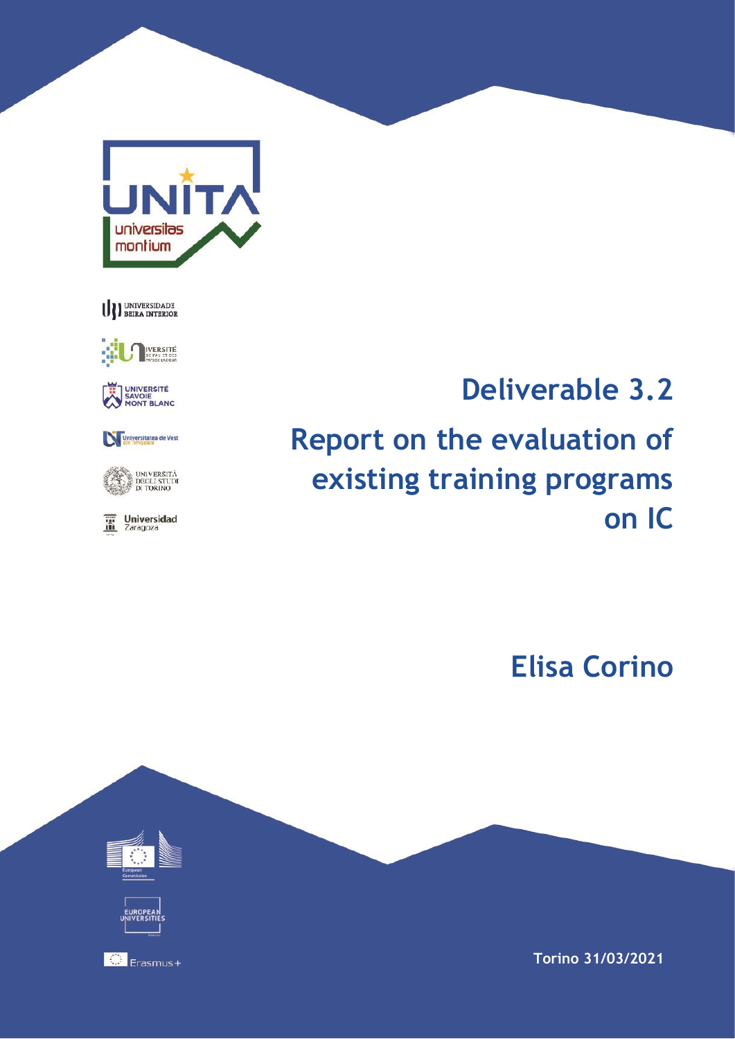# Deliverable 3.2

## Report on the evaluation of existing training programs on IC

**Elisa Corino**

**Torino 31/03/2021**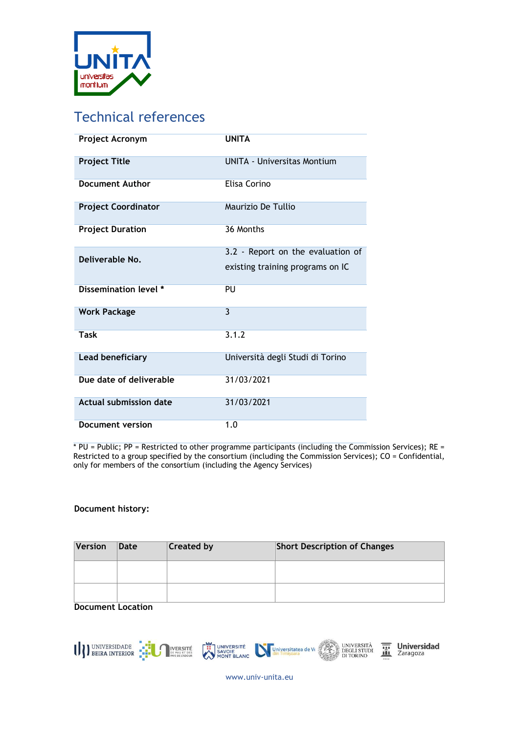# Technical references

| Project Acronym | UNITA |
|---|---|
| Project Title | UNITA - Universitas Montium |
| Document Author | Elisa Corino |
| Project Coordinator | Maurizio De Tullio |
| Project Duration | 36 Months |
| Deliverable No. | 3.2 - Report on the evaluation of existing training programs on IC |
| Dissemination level * | PU |
| Work Package | 3 |
| Task | 3.1.2 |
| Lead beneficiary | Università degli Studi di Torino |
| Due date of deliverable | 31/03/2021 |
| Actual submission date | 31/03/2021 |
| Document version | 1.0 |

* PU = Public; PP = Restricted to other programme participants (including the Commission Services); RE = Restricted to a group specified by the consortium (including the Commission Services); CO = Confidential, only for members of the consortium (including the Agency Services)

**Document history:**

| Version | Date | Created by | Short Description of Changes |
|---|---|---|---|
| | | | |
| | | | |

**Document Location**

www.univ-unita.eu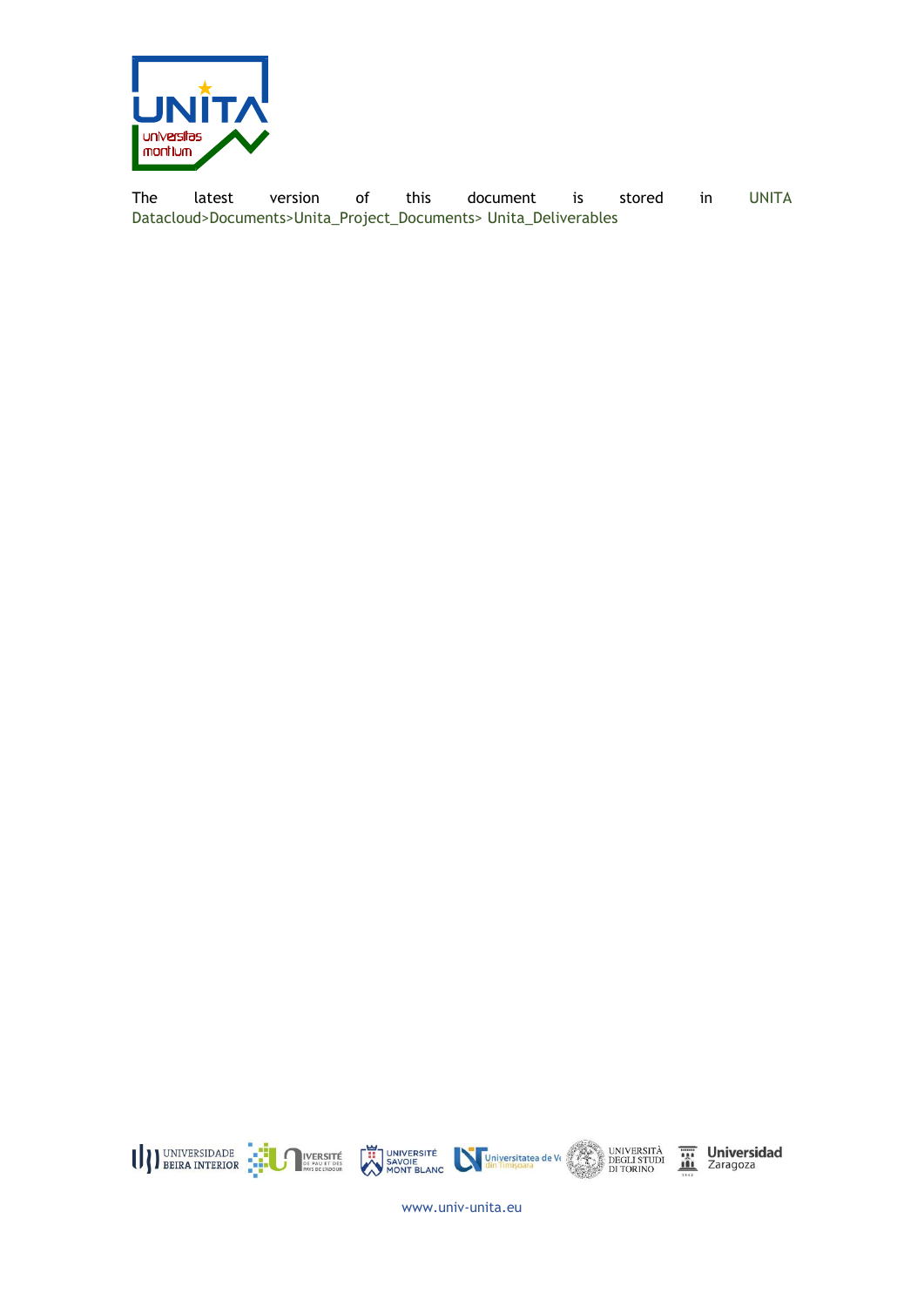The latest version of this document is stored in UNITA Datacloud>Documents>Unita_Project_Documents> Unita_Deliverables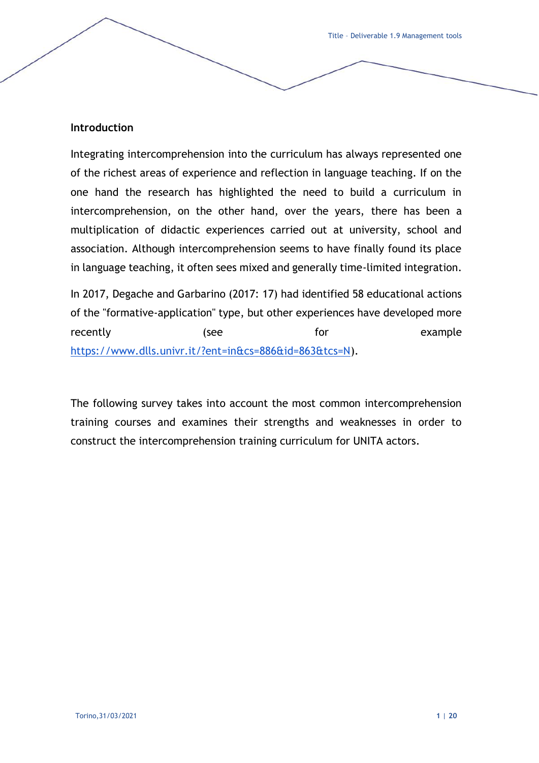## Introduction

Integrating intercomprehension into the curriculum has always represented one of the richest areas of experience and reflection in language teaching. If on the one hand the research has highlighted the need to build a curriculum in intercomprehension, on the other hand, over the years, there has been a multiplication of didactic experiences carried out at university, school and association. Although intercomprehension seems to have finally found its place in language teaching, it often sees mixed and generally time-limited integration.

In 2017, Degache and Garbarino (2017: 17) had identified 58 educational actions of the "formative-application" type, but other experiences have developed more recently (see for example [https://www.dlls.univr.it/?ent=in&cs=886&id=863&tcs=N](https://www.dlls.univr.it/?ent=in&cs=886&id=863&tcs=N)).

The following survey takes into account the most common intercomprehension training courses and examines their strengths and weaknesses in order to construct the intercomprehension training curriculum for UNITA actors.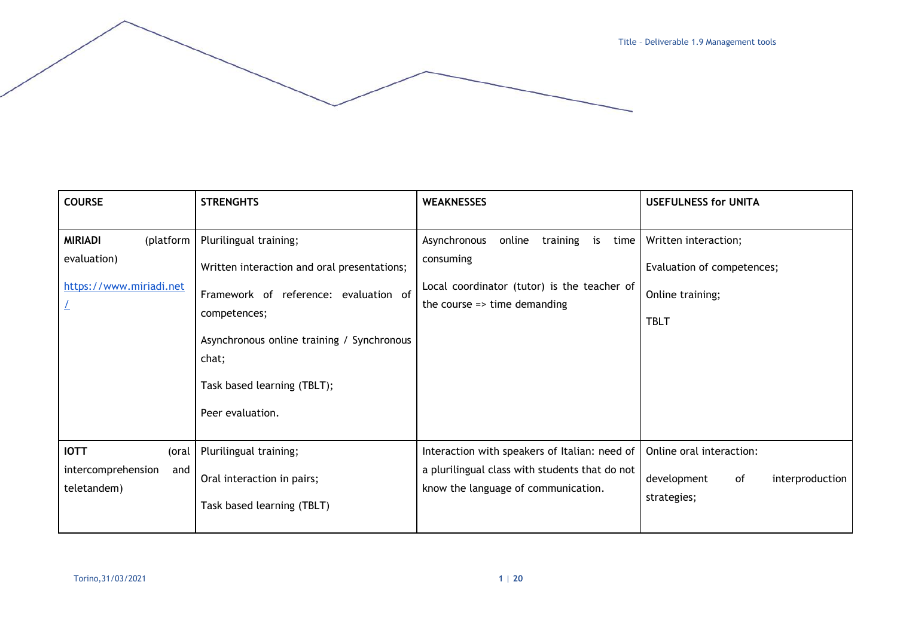| COURSE | STRENGHTS | WEAKNESSES | USEFULNESS for UNITA |
|---|---|---|---|
| **MIRIADI** (platform evaluation) [https://www.miriadi.net/](https://www.miriadi.net/) | Plurilingual training; Written interaction and oral presentations; Framework of reference: evaluation of competences; Asynchronous online training / Synchronous chat; Task based learning (TBLT); Peer evaluation. | Asynchronous online training is time consuming Local coordinator (tutor) is the teacher of the course => time demanding | Written interaction; Evaluation of competences; Online training; TBLT |
| **IOTT** (oral intercomprehension and teletandem) | Plurilingual training; Oral interaction in pairs; Task based learning (TBLT) | Interaction with speakers of Italian: need of a plurilingual class with students that do not know the language of communication. | Online oral interaction: development of interproduction strategies; |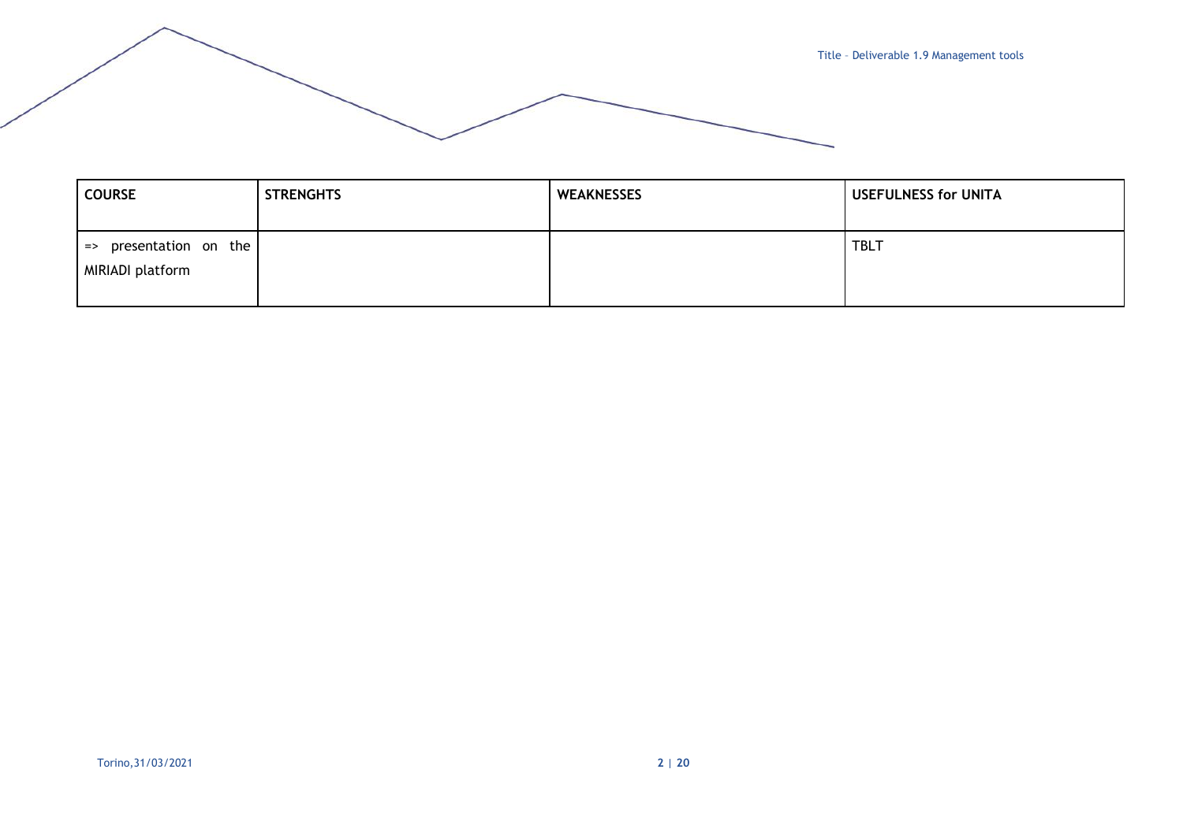| COURSE | STRENGHTS | WEAKNESSES | USEFULNESS for UNITA |
|---|---|---|---|
| => presentation on the MIRIADI platform | | | TBLT |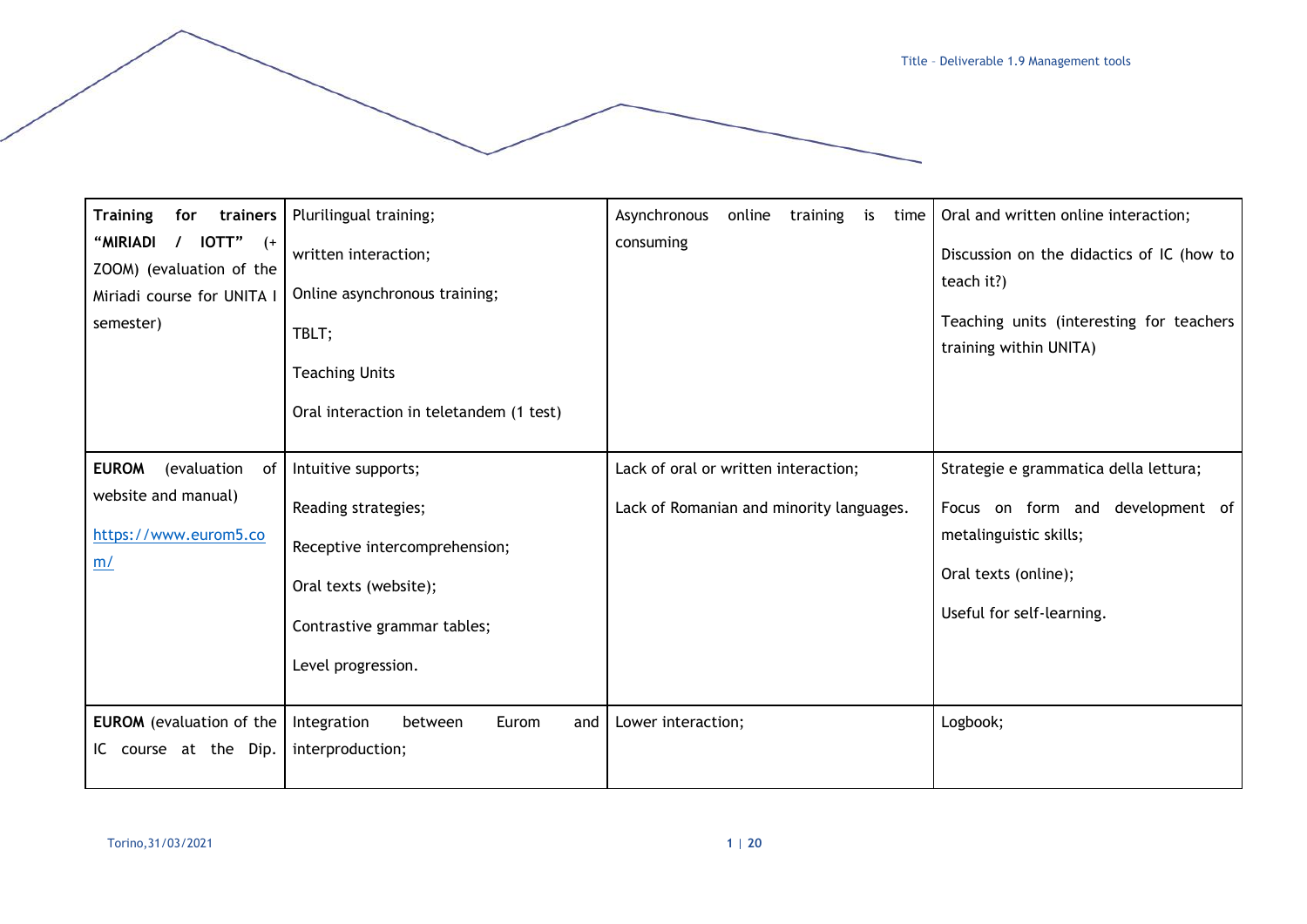| | | | |
|---|---|---|---|
| **Training for trainers "MIRIADI / IOTT"** (+ ZOOM) (evaluation of the Miriadi course for UNITA I semester) | Plurilingual training;<br><br>written interaction;<br><br>Online asynchronous training;<br><br>TBLT;<br><br>Teaching Units<br><br>Oral interaction in teletandem (1 test) | Asynchronous online training is time consuming | Oral and written online interaction;<br><br>Discussion on the didactics of IC (how to teach it?)<br><br>Teaching units (interesting for teachers training within UNITA) |
| **EUROM** (evaluation of website and manual)<br><br>https://www.eurom5.com/ | Intuitive supports;<br><br>Reading strategies;<br><br>Receptive intercomprehension;<br><br>Oral texts (website);<br><br>Contrastive grammar tables;<br><br>Level progression. | Lack of oral or written interaction;<br><br>Lack of Romanian and minority languages. | Strategie e grammatica della lettura;<br><br>Focus on form and development of metalinguistic skills;<br><br>Oral texts (online);<br><br>Useful for self-learning. |
| **EUROM** (evaluation of the IC course at the Dip. | Integration between Eurom and interproduction; | Lower interaction; | Logbook; |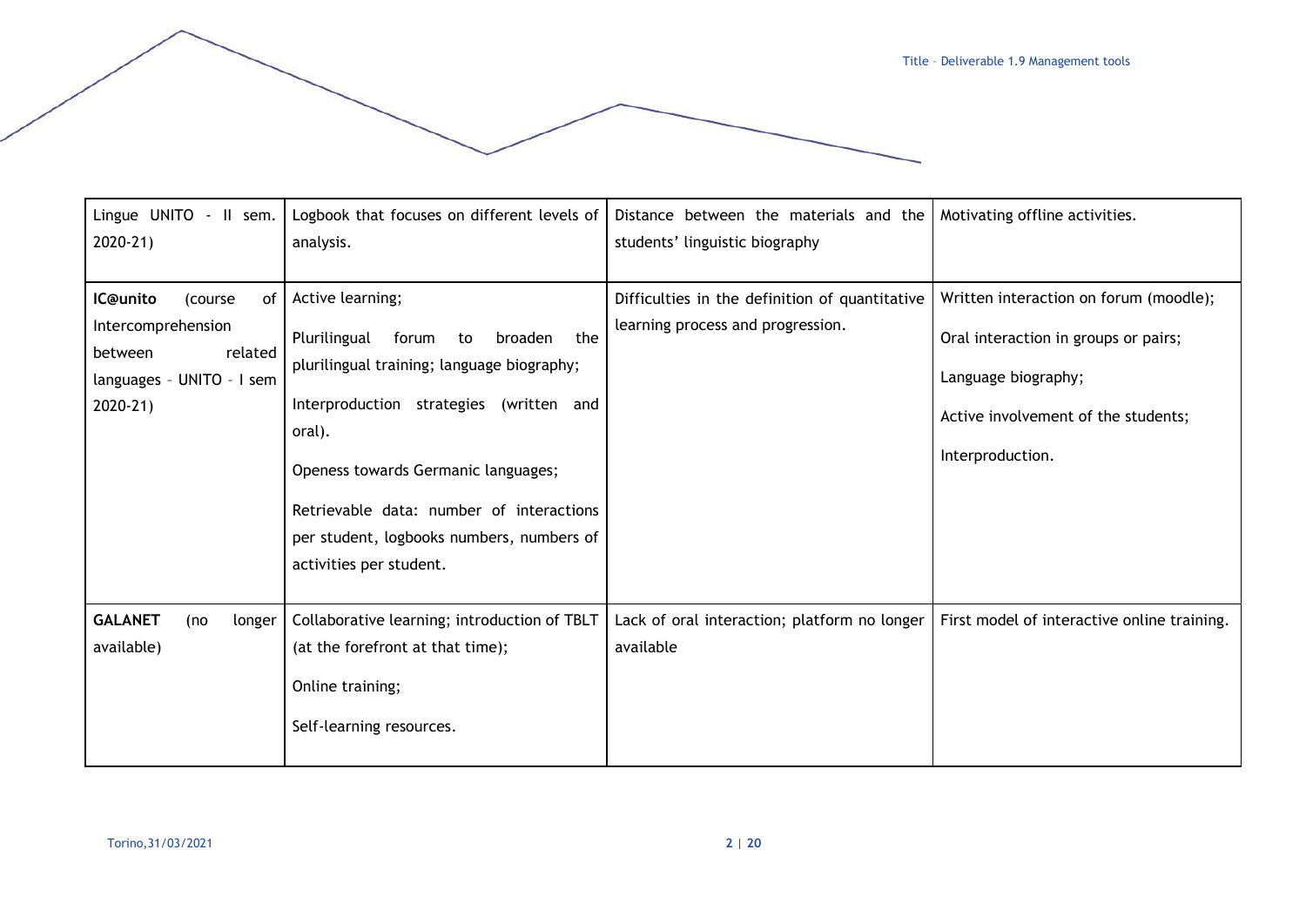| Lingue UNITO - II sem. 2020-21) | Logbook that focuses on different levels of analysis. | Distance between the materials and the students' linguistic biography | Motivating offline activities. |
|---|---|---|---|
| **IC@unito** (course of Intercomprehension between related languages - UNITO - I sem 2020-21) | Active learning;<br><br>Plurilingual forum to broaden the plurilingual training; language biography;<br><br>Interproduction strategies (written and oral).<br><br>Openess towards Germanic languages;<br><br>Retrievable data: number of interactions per student, logbooks numbers, numbers of activities per student. | Difficulties in the definition of quantitative learning process and progression. | Written interaction on forum (moodle);<br><br>Oral interaction in groups or pairs;<br><br>Language biography;<br><br>Active involvement of the students;<br><br>Interproduction. |
| **GALANET** (no longer available) | Collaborative learning; introduction of TBLT (at the forefront at that time);<br><br>Online training;<br><br>Self-learning resources. | Lack of oral interaction; platform no longer available | First model of interactive online training. |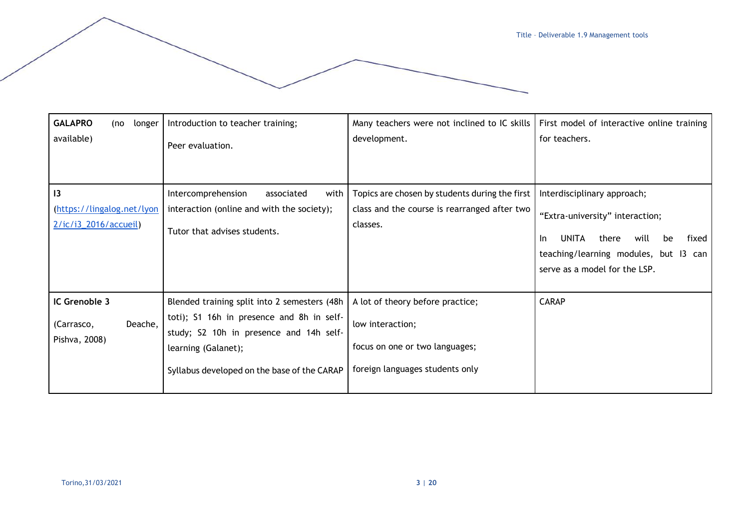| | | | |
|---|---|---|---|
| **GALAPRO** (no longer available) | Introduction to teacher training;<br><br>Peer evaluation. | Many teachers were not inclined to IC skills development. | First model of interactive online training for teachers. |
| **I3** (https://lingalog.net/lyon2/ic/i3_2016/accueil) | Intercomprehension associated with interaction (online and with the society);<br><br>Tutor that advises students. | Topics are chosen by students during the first class and the course is rearranged after two classes. | Interdisciplinary approach;<br><br>"Extra-university" interaction;<br><br>In UNITA there will be fixed teaching/learning modules, but I3 can serve as a model for the LSP. |
| **IC Grenoble 3**<br><br>(Carrasco, Deache, Pishva, 2008) | Blended training split into 2 semesters (48h toti); S1 16h in presence and 8h in self-study; S2 10h in presence and 14h self-learning (Galanet);<br><br>Syllabus developed on the base of the CARAP | A lot of theory before practice;<br><br>low interaction;<br><br>focus on one or two languages;<br><br>foreign languages students only | CARAP |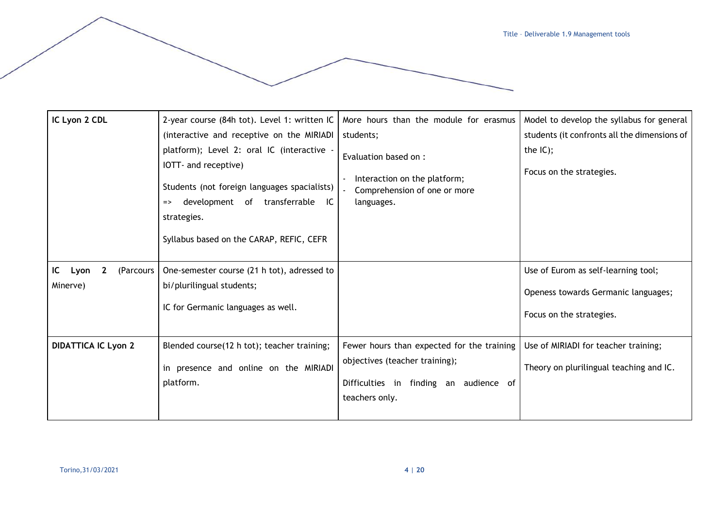| **IC Lyon 2 CDL** | 2-year course (84h tot). Level 1: written IC (interactive and receptive on the MIRIADI platform); Level 2: oral IC (interactive - IOTT- and receptive)<br><br>Students (not foreign languages spacialists) => development of transferrable IC strategies.<br><br>Syllabus based on the CARAP, REFIC, CEFR | More hours than the module for erasmus students;<br><br>Evaluation based on :<br><br>- Interaction on the platform;<br>- Comprehension of one or more languages. | Model to develop the syllabus for general students (it confronts all the dimensions of the IC);<br><br>Focus on the strategies. |
|---|---|---|---|
| **IC Lyon 2** (Parcours Minerve) | One-semester course (21 h tot), adressed to bi/plurilingual students;<br><br>IC for Germanic languages as well. | | Use of Eurom as self-learning tool;<br><br>Openess towards Germanic languages;<br><br>Focus on the strategies. |
| **DIDATTICA IC Lyon 2** | Blended course(12 h tot); teacher training;<br><br>in presence and online on the MIRIADI platform. | Fewer hours than expected for the training objectives (teacher training);<br><br>Difficulties in finding an audience of teachers only. | Use of MIRIADI for teacher training;<br><br>Theory on plurilingual teaching and IC. |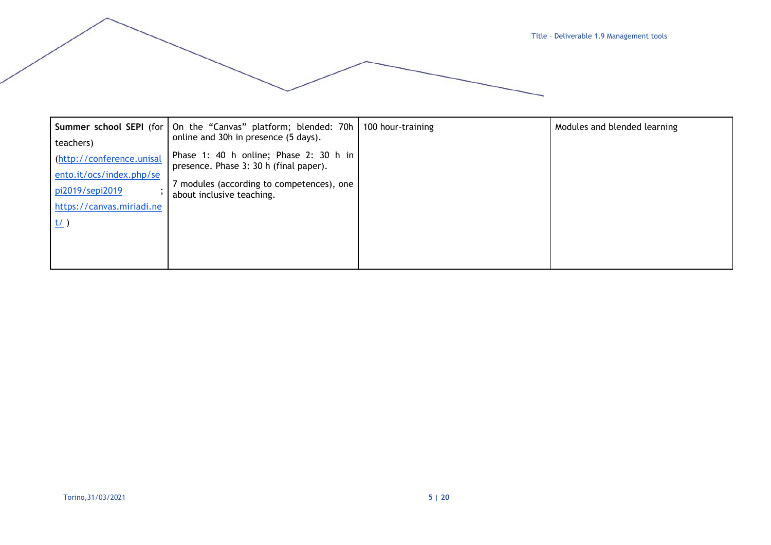| | | | |
|---|---|---|---|
| **Summer school SEPI** (for teachers) (http://conference.unisalento.it/ocs/index.php/sepi2019/sepi2019 ; https://canvas.miriadi.net/ ) | On the "Canvas" platform; blended: 70h online and 30h in presence (5 days).<br>Phase 1: 40 h online; Phase 2: 30 h in presence. Phase 3: 30 h (final paper).<br>7 modules (according to competences), one about inclusive teaching. | 100 hour-training | Modules and blended learning |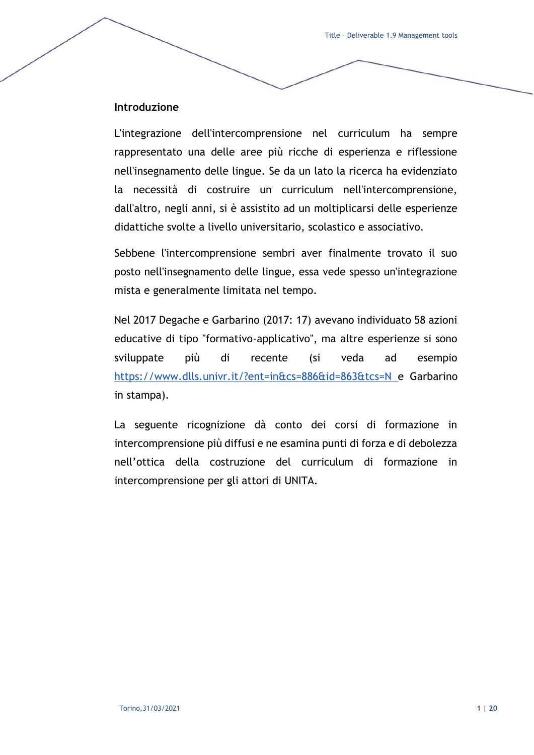## Introduzione

L'integrazione dell'intercomprensione nel curriculum ha sempre rappresentato una delle aree più ricche di esperienza e riflessione nell'insegnamento delle lingue. Se da un lato la ricerca ha evidenziato la necessità di costruire un curriculum nell'intercomprensione, dall'altro, negli anni, si è assistito ad un moltiplicarsi delle esperienze didattiche svolte a livello universitario, scolastico e associativo.

Sebbene l'intercomprensione sembri aver finalmente trovato il suo posto nell'insegnamento delle lingue, essa vede spesso un'integrazione mista e generalmente limitata nel tempo.

Nel 2017 Degache e Garbarino (2017: 17) avevano individuato 58 azioni educative di tipo "formativo-applicativo", ma altre esperienze si sono sviluppate più di recente (si veda ad esempio [https://www.dlls.univr.it/?ent=in&cs=886&id=863&tcs=N](https://www.dlls.univr.it/?ent=in&cs=886&id=863&tcs=N) e Garbarino in stampa).

La seguente ricognizione dà conto dei corsi di formazione in intercomprensione più diffusi e ne esamina punti di forza e di debolezza nell'ottica della costruzione del curriculum di formazione in intercomprensione per gli attori di UNITA.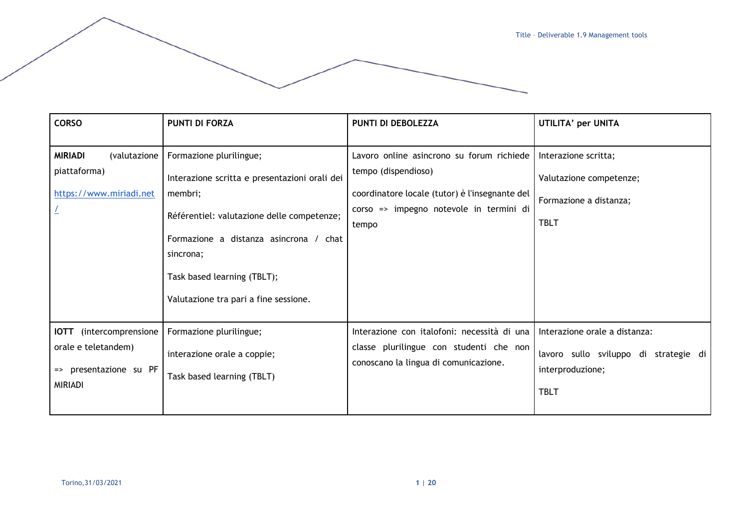| CORSO | PUNTI DI FORZA | PUNTI DI DEBOLEZZA | UTILITA' per UNITA |
|---|---|---|---|
| **MIRIADI** (valutazione piattaforma) https://www.miriadi.net/ | Formazione plurilingue;<br>Interazione scritta e presentazioni orali dei membri;<br>Référentiel: valutazione delle competenze;<br>Formazione a distanza asincrona / chat sincrona;<br>Task based learning (TBLT);<br>Valutazione tra pari a fine sessione. | Lavoro online asincrono su forum richiede tempo (dispendioso)<br>coordinatore locale (tutor) è l'insegnante del corso => impegno notevole in termini di tempo | Interazione scritta;<br>Valutazione competenze;<br>Formazione a distanza;<br>TBLT |
| **IOTT** (intercomprensione orale e teletandem)<br>=> presentazione su PF MIRIADI | Formazione plurilingue;<br>interazione orale a coppie;<br>Task based learning (TBLT) | Interazione con italofoni: necessità di una classe plurilingue con studenti che non conoscano la lingua di comunicazione. | Interazione orale a distanza:<br>lavoro sullo sviluppo di strategie di interproduzione;<br>TBLT |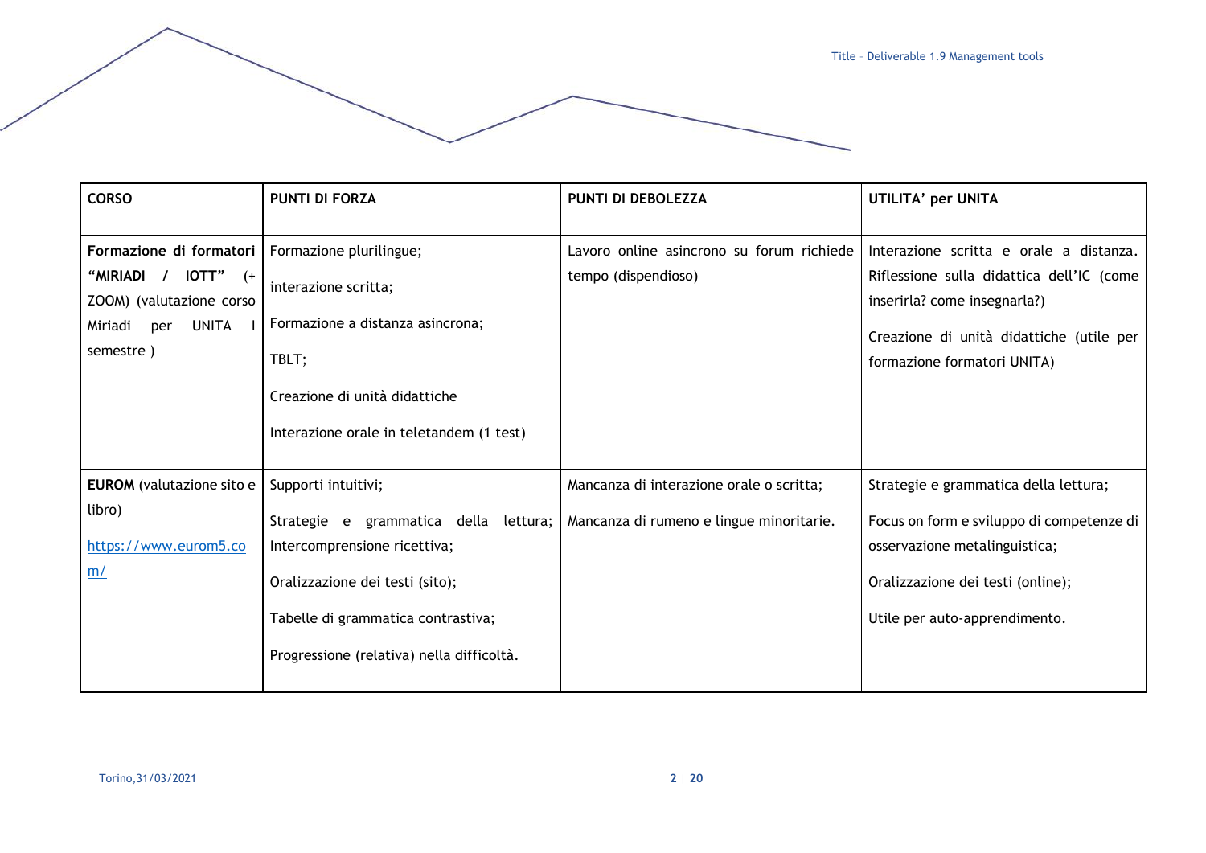| CORSO | PUNTI DI FORZA | PUNTI DI DEBOLEZZA | UTILITA' per UNITA |
|---|---|---|---|
| **Formazione di formatori "MIRIADI / IOTT"** (+ ZOOM) (valutazione corso Miriadi per UNITA I semestre ) | Formazione plurilingue;<br><br>interazione scritta;<br><br>Formazione a distanza asincrona;<br><br>TBLT;<br><br>Creazione di unità didattiche<br><br>Interazione orale in teletandem (1 test) | Lavoro online asincrono su forum richiede tempo (dispendioso) | Interazione scritta e orale a distanza. Riflessione sulla didattica dell'IC (come inserirla? come insegnarla?)<br><br>Creazione di unità didattiche (utile per formazione formatori UNITA) |
| **EUROM** (valutazione sito e libro)<br><br>[https://www.eurom5.com/](https://www.eurom5.com/) | Supporti intuitivi;<br><br>Strategie e grammatica della lettura; Intercomprensione ricettiva;<br><br>Oralizzazione dei testi (sito);<br><br>Tabelle di grammatica contrastiva;<br><br>Progressione (relativa) nella difficoltà. | Mancanza di interazione orale o scritta;<br><br>Mancanza di rumeno e lingue minoritarie. | Strategie e grammatica della lettura;<br><br>Focus on form e sviluppo di competenze di osservazione metalinguistica;<br><br>Oralizzazione dei testi (online);<br><br>Utile per auto-apprendimento. |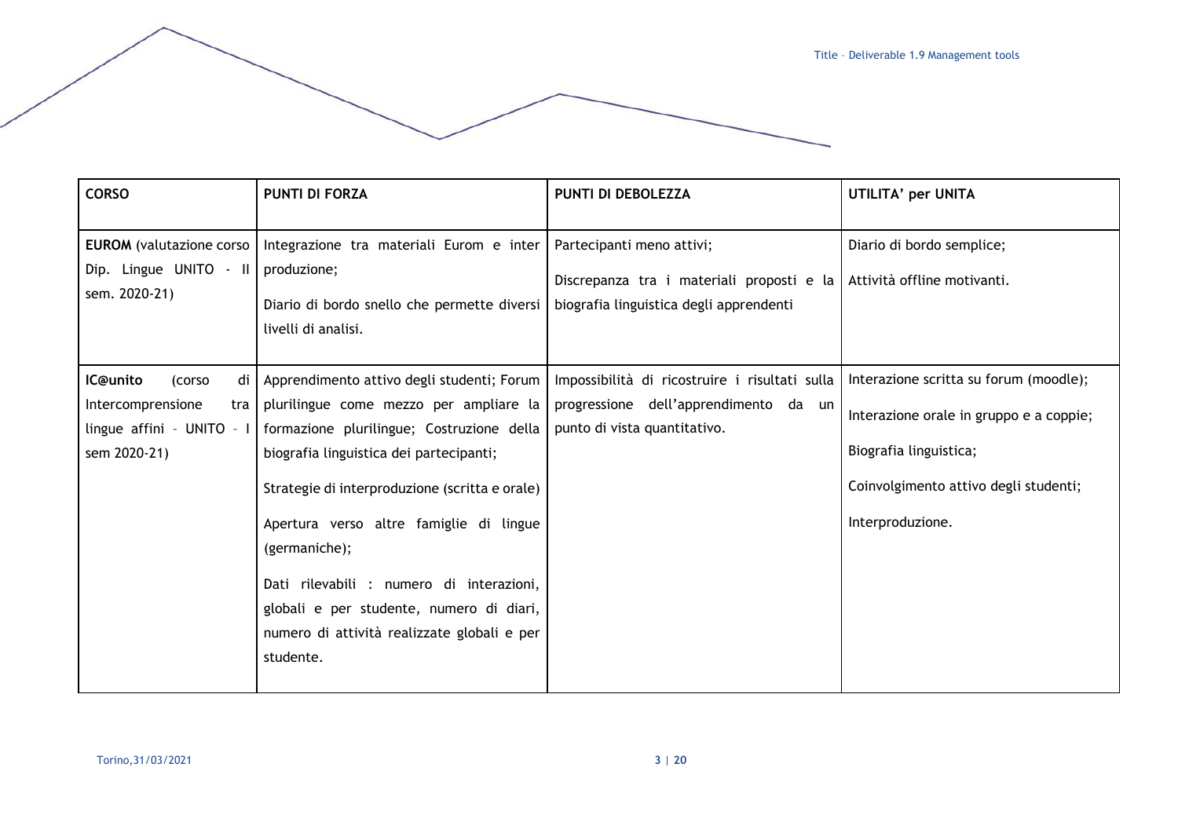| CORSO | PUNTI DI FORZA | PUNTI DI DEBOLEZZA | UTILITA' per UNITA |
|---|---|---|---|
| **EUROM** (valutazione corso Dip. Lingue UNITO - II sem. 2020-21) | Integrazione tra materiali Eurom e inter produzione;<br><br>Diario di bordo snello che permette diversi livelli di analisi. | Partecipanti meno attivi;<br><br>Discrepanza tra i materiali proposti e la biografia linguistica degli apprendenti | Diario di bordo semplice;<br><br>Attività offline motivanti. |
| **IC@unito** (corso di Intercomprensione tra lingue affini - UNITO - I sem 2020-21) | Apprendimento attivo degli studenti; Forum plurilingue come mezzo per ampliare la formazione plurilingue; Costruzione della biografia linguistica dei partecipanti;<br><br>Strategie di interproduzione (scritta e orale)<br><br>Apertura verso altre famiglie di lingue (germaniche);<br><br>Dati rilevabili : numero di interazioni, globali e per studente, numero di diari, numero di attività realizzate globali e per studente. | Impossibilità di ricostruire i risultati sulla progressione dell'apprendimento da un punto di vista quantitativo. | Interazione scritta su forum (moodle);<br><br>Interazione orale in gruppo e a coppie;<br><br>Biografia linguistica;<br><br>Coinvolgimento attivo degli studenti;<br><br>Interproduzione. |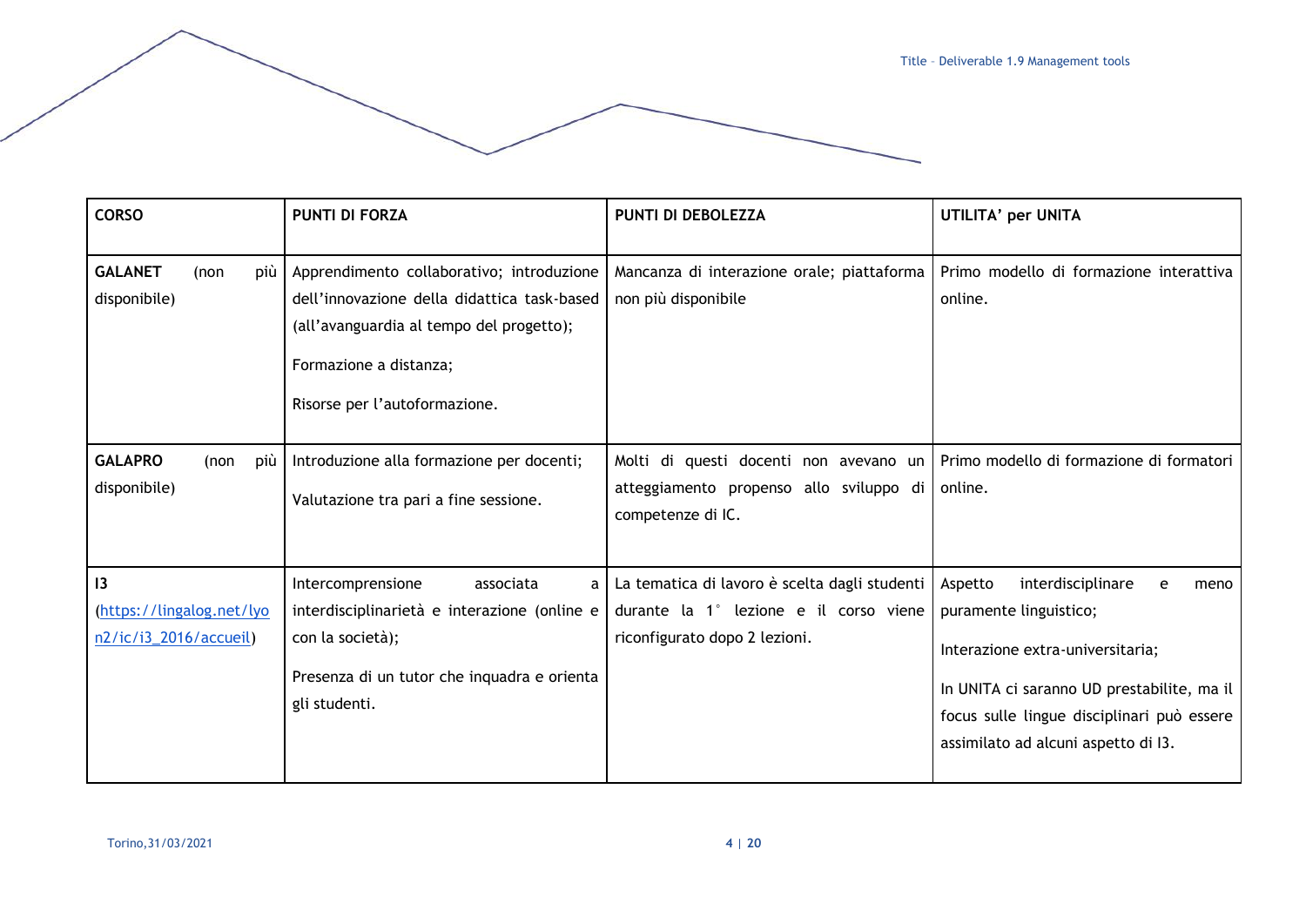| CORSO | PUNTI DI FORZA | PUNTI DI DEBOLEZZA | UTILITA' per UNITA |
|---|---|---|---|
| **GALANET** (non più disponibile) | Apprendimento collaborativo; introduzione dell'innovazione della didattica task-based (all'avanguardia al tempo del progetto);<br><br>Formazione a distanza;<br><br>Risorse per l'autoformazione. | Mancanza di interazione orale; piattaforma non più disponibile | Primo modello di formazione interattiva online. |
| **GALAPRO** (non più disponibile) | Introduzione alla formazione per docenti;<br><br>Valutazione tra pari a fine sessione. | Molti di questi docenti non avevano un atteggiamento propenso allo sviluppo di competenze di IC. | Primo modello di formazione di formatori online. |
| **I3** (https://lingalog.net/lyon2/ic/i3_2016/accueil) | Intercomprensione associata a interdisciplinarietà e interazione (online e con la società);<br><br>Presenza di un tutor che inquadra e orienta gli studenti. | La tematica di lavoro è scelta dagli studenti durante la 1° lezione e il corso viene riconfigurato dopo 2 lezioni. | Aspetto interdisciplinare e meno puramente linguistico;<br><br>Interazione extra-universitaria;<br><br>In UNITA ci saranno UD prestabilite, ma il focus sulle lingue disciplinari può essere assimilato ad alcuni aspetto di I3. |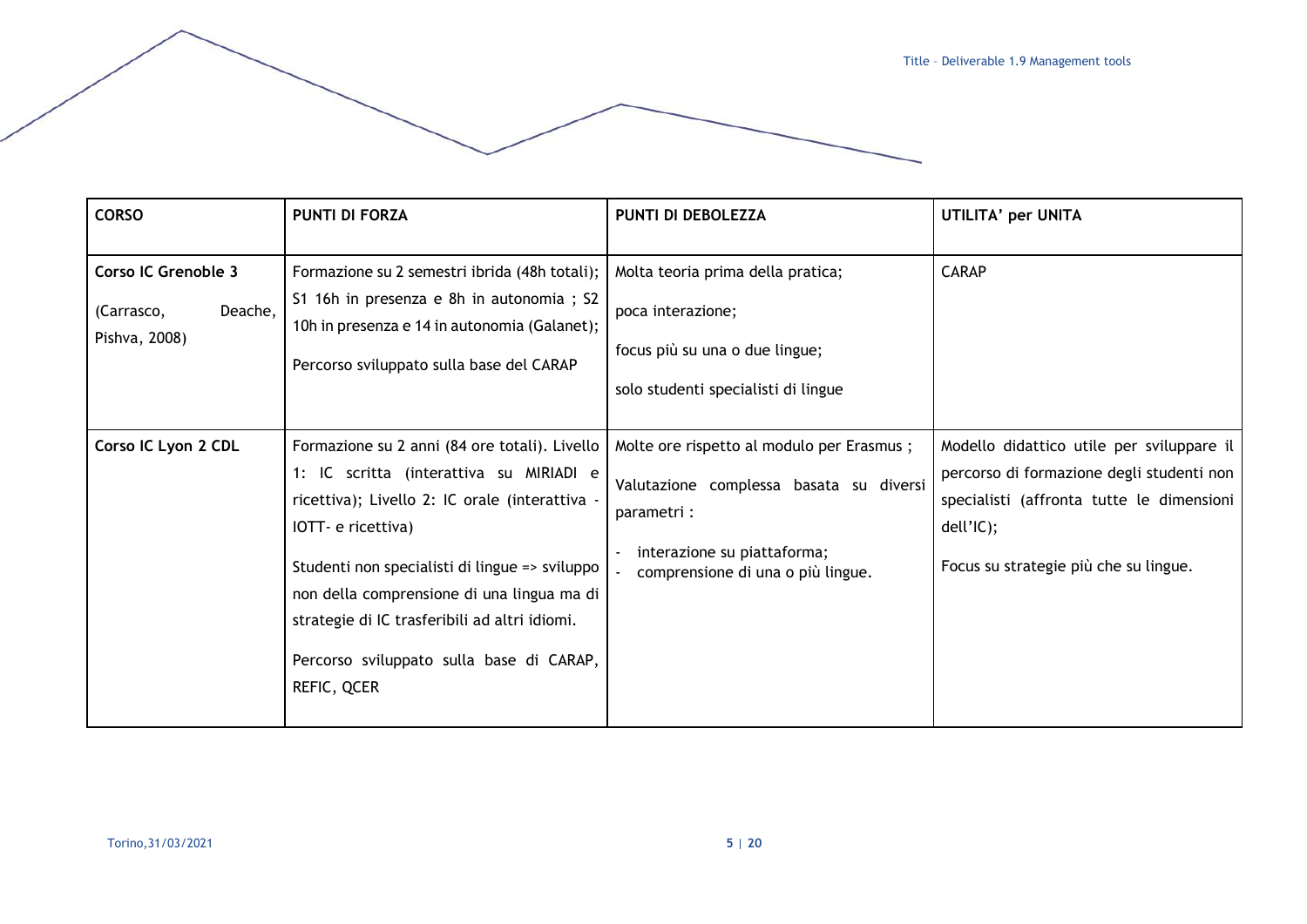| CORSO | PUNTI DI FORZA | PUNTI DI DEBOLEZZA | UTILITA' per UNITA |
|---|---|---|---|
| **Corso IC Grenoble 3** (Carrasco, Deache, Pishva, 2008) | Formazione su 2 semestri ibrida (48h totali); S1 16h in presenza e 8h in autonomia ; S2 10h in presenza e 14 in autonomia (Galanet); Percorso sviluppato sulla base del CARAP | Molta teoria prima della pratica; poca interazione; focus più su una o due lingue; solo studenti specialisti di lingue | CARAP |
| **Corso IC Lyon 2 CDL** | Formazione su 2 anni (84 ore totali). Livello 1: IC scritta (interattiva su MIRIADI e ricettiva); Livello 2: IC orale (interattiva - IOTT- e ricettiva) Studenti non specialisti di lingue => sviluppo non della comprensione di una lingua ma di strategie di IC trasferibili ad altri idiomi. Percorso sviluppato sulla base di CARAP, REFIC, QCER | Molte ore rispetto al modulo per Erasmus ; Valutazione complessa basata su diversi parametri : - interazione su piattaforma; - comprensione di una o più lingue. | Modello didattico utile per sviluppare il percorso di formazione degli studenti non specialisti (affronta tutte le dimensioni dell'IC); Focus su strategie più che su lingue. |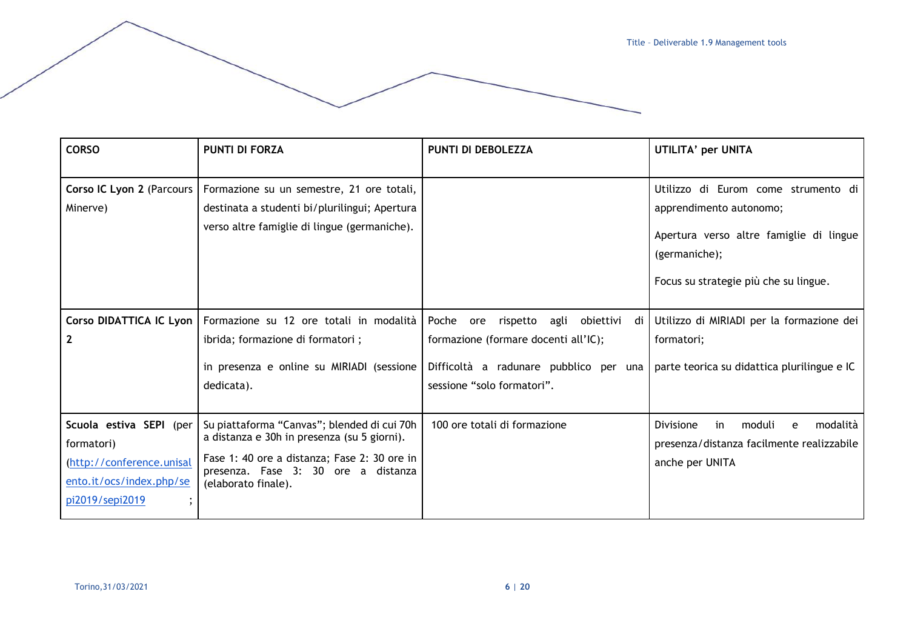| CORSO | PUNTI DI FORZA | PUNTI DI DEBOLEZZA | UTILITA' per UNITA |
|---|---|---|---|
| **Corso IC Lyon 2** (Parcours Minerve) | Formazione su un semestre, 21 ore totali, destinata a studenti bi/plurilingui; Apertura verso altre famiglie di lingue (germaniche). | | Utilizzo di Eurom come strumento di apprendimento autonomo;<br><br>Apertura verso altre famiglie di lingue (germaniche);<br><br>Focus su strategie più che su lingue. |
| **Corso DIDATTICA IC Lyon 2** | Formazione su 12 ore totali in modalità ibrida; formazione di formatori ;<br><br>in presenza e online su MIRIADI (sessione dedicata). | Poche ore rispetto agli obiettivi di formazione (formare docenti all'IC);<br><br>Difficoltà a radunare pubblico per una sessione "solo formatori". | Utilizzo di MIRIADI per la formazione dei formatori;<br><br>parte teorica su didattica plurilingue e IC |
| **Scuola estiva SEPI** (per formatori) ([http://conference.unisalento.it/ocs/index.php/sepi2019/sepi2019](http://conference.unisalento.it/ocs/index.php/sepi2019/sepi2019) ; | Su piattaforma "Canvas"; blended di cui 70h a distanza e 30h in presenza (su 5 giorni).<br><br>Fase 1: 40 ore a distanza; Fase 2: 30 ore in presenza. Fase 3: 30 ore a distanza (elaborato finale). | 100 ore totali di formazione | Divisione in moduli e modalità presenza/distanza facilmente realizzabile anche per UNITA |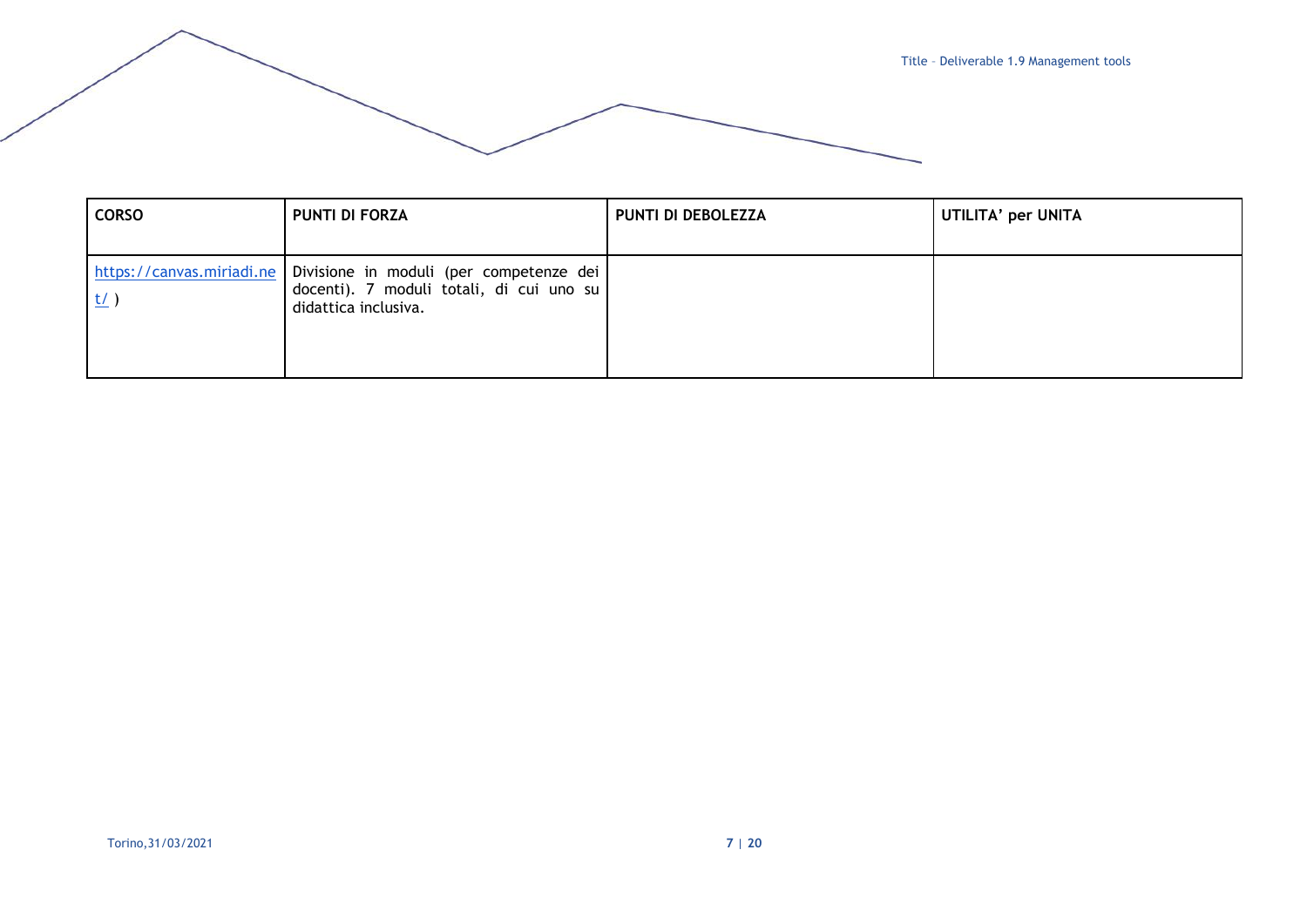| CORSO | PUNTI DI FORZA | PUNTI DI DEBOLEZZA | UTILITA' per UNITA |
|---|---|---|---|
| https://canvas.miriadi.net/ ) | Divisione in moduli (per competenze dei docenti). 7 moduli totali, di cui uno su didattica inclusiva. | | |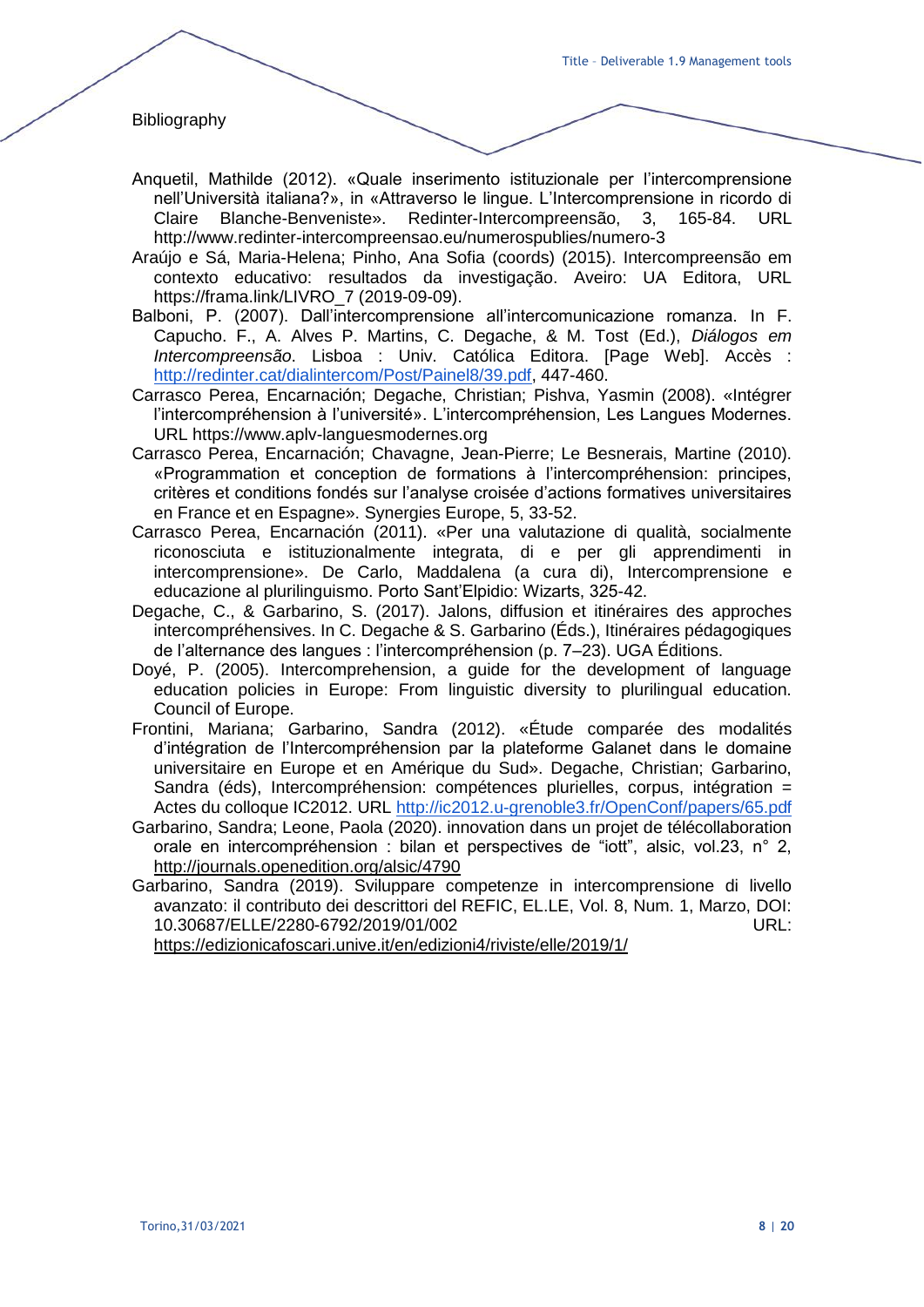## Bibliography

Anquetil, Mathilde (2012). «Quale inserimento istituzionale per l'intercomprensione nell'Università italiana?», in «Attraverso le lingue. L'Intercomprensione in ricordo di Claire Blanche-Benveniste». Redinter-Intercompreensão, 3, 165-84. URL http://www.redinter-intercompreensao.eu/numerospublies/numero-3

Araújo e Sá, Maria-Helena; Pinho, Ana Sofia (coords) (2015). Intercompreensão em contexto educativo: resultados da investigação. Aveiro: UA Editora, URL https://frama.link/LIVRO_7 (2019-09-09).

Balboni, P. (2007). Dall'intercomprensione all'intercomunicazione romanza. In F. Capucho. F., A. Alves P. Martins, C. Degache, & M. Tost (Ed.), *Diálogos em Intercompreensão*. Lisboa : Univ. Católica Editora. [Page Web]. Accès : http://redinter.cat/dialintercom/Post/Painel8/39.pdf, 447-460.

Carrasco Perea, Encarnación; Degache, Christian; Pishva, Yasmin (2008). «Intégrer l'intercompréhension à l'université». L'intercompréhension, Les Langues Modernes. URL https://www.aplv-languesmodernes.org

Carrasco Perea, Encarnación; Chavagne, Jean-Pierre; Le Besnerais, Martine (2010). «Programmation et conception de formations à l'intercompréhension: principes, critères et conditions fondés sur l'analyse croisée d'actions formatives universitaires en France et en Espagne». Synergies Europe, 5, 33-52.

Carrasco Perea, Encarnación (2011). «Per una valutazione di qualità, socialmente riconosciuta e istituzionalmente integrata, di e per gli apprendimenti in intercomprensione». De Carlo, Maddalena (a cura di), Intercomprensione e educazione al plurilinguismo. Porto Sant'Elpidio: Wizarts, 325-42.

Degache, C., & Garbarino, S. (2017). Jalons, diffusion et itinéraires des approches intercompréhensives. In C. Degache & S. Garbarino (Éds.), Itinéraires pédagogiques de l'alternance des langues : l'intercompréhension (p. 7–23). UGA Éditions.

Doyé, P. (2005). Intercomprehension, a guide for the development of language education policies in Europe: From linguistic diversity to plurilingual education. Council of Europe.

Frontini, Mariana; Garbarino, Sandra (2012). «Étude comparée des modalités d'intégration de l'Intercompréhension par la plateforme Galanet dans le domaine universitaire en Europe et en Amérique du Sud». Degache, Christian; Garbarino, Sandra (éds), Intercompréhension: compétences plurielles, corpus, intégration = Actes du colloque IC2012. URL http://ic2012.u-grenoble3.fr/OpenConf/papers/65.pdf

Garbarino, Sandra; Leone, Paola (2020). innovation dans un projet de télécollaboration orale en intercompréhension : bilan et perspectives de "iott", alsic, vol.23, n° 2, http://journals.openedition.org/alsic/4790

Garbarino, Sandra (2019). Sviluppare competenze in intercomprensione di livello avanzato: il contributo dei descrittori del REFIC, EL.LE, Vol. 8, Num. 1, Marzo, DOI: 10.30687/ELLE/2280-6792/2019/01/002 URL: https://edizionicafoscari.unive.it/en/edizioni4/riviste/elle/2019/1/